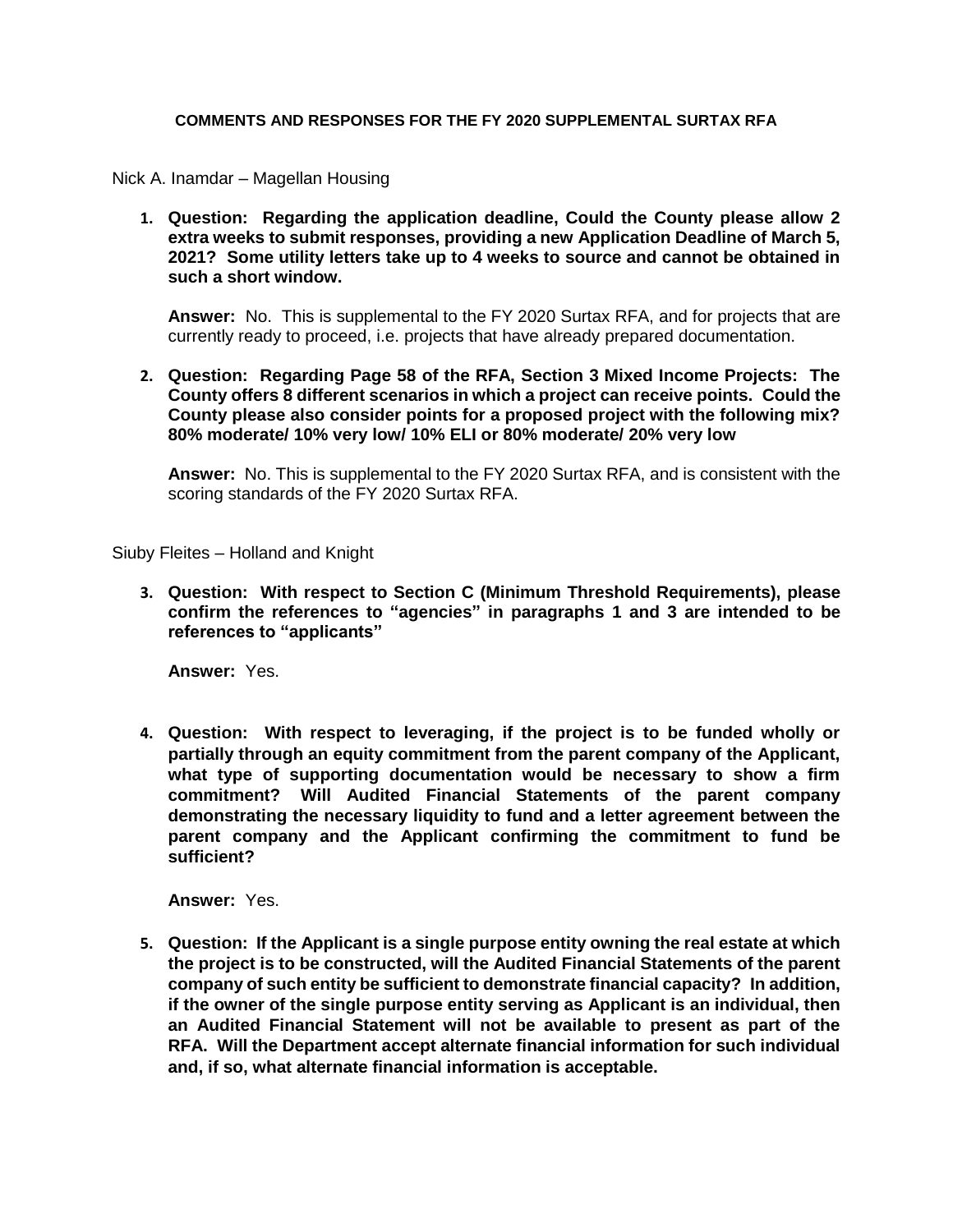**COMMENTS AND RESPONSES FOR THE FY 2020 SUPPLEMENTAL SURTAX RFA**

Nick A. Inamdar – Magellan Housing

1. **Question: Regarding the application deadline, Could the County please allow 2 extra weeks to submit responses, providing a new Application Deadline of March 5, 2021? Some utility letters take up to 4 weeks to source and cannot be obtained in such a short window.**

   **Answer:** No. This is supplemental to the FY 2020 Surtax RFA, and for projects that are currently ready to proceed, i.e. projects that have already prepared documentation.

2. **Question: Regarding Page 58 of the RFA, Section 3 Mixed Income Projects: The County offers 8 different scenarios in which a project can receive points. Could the County please also consider points for a proposed project with the following mix? 80% moderate/ 10% very low/ 10% ELI or 80% moderate/ 20% very low**

   **Answer:** No. This is supplemental to the FY 2020 Surtax RFA, and is consistent with the scoring standards of the FY 2020 Surtax RFA.

Siuby Fleites – Holland and Knight

3. **Question: With respect to Section C (Minimum Threshold Requirements), please confirm the references to "agencies" in paragraphs 1 and 3 are intended to be references to "applicants"**

   **Answer:** Yes.

4. **Question: With respect to leveraging, if the project is to be funded wholly or partially through an equity commitment from the parent company of the Applicant, what type of supporting documentation would be necessary to show a firm commitment? Will Audited Financial Statements of the parent company demonstrating the necessary liquidity to fund and a letter agreement between the parent company and the Applicant confirming the commitment to fund be sufficient?**

   **Answer:** Yes.

5. **Question: If the Applicant is a single purpose entity owning the real estate at which the project is to be constructed, will the Audited Financial Statements of the parent company of such entity be sufficient to demonstrate financial capacity? In addition, if the owner of the single purpose entity serving as Applicant is an individual, then an Audited Financial Statement will not be available to present as part of the RFA. Will the Department accept alternate financial information for such individual and, if so, what alternate financial information is acceptable.**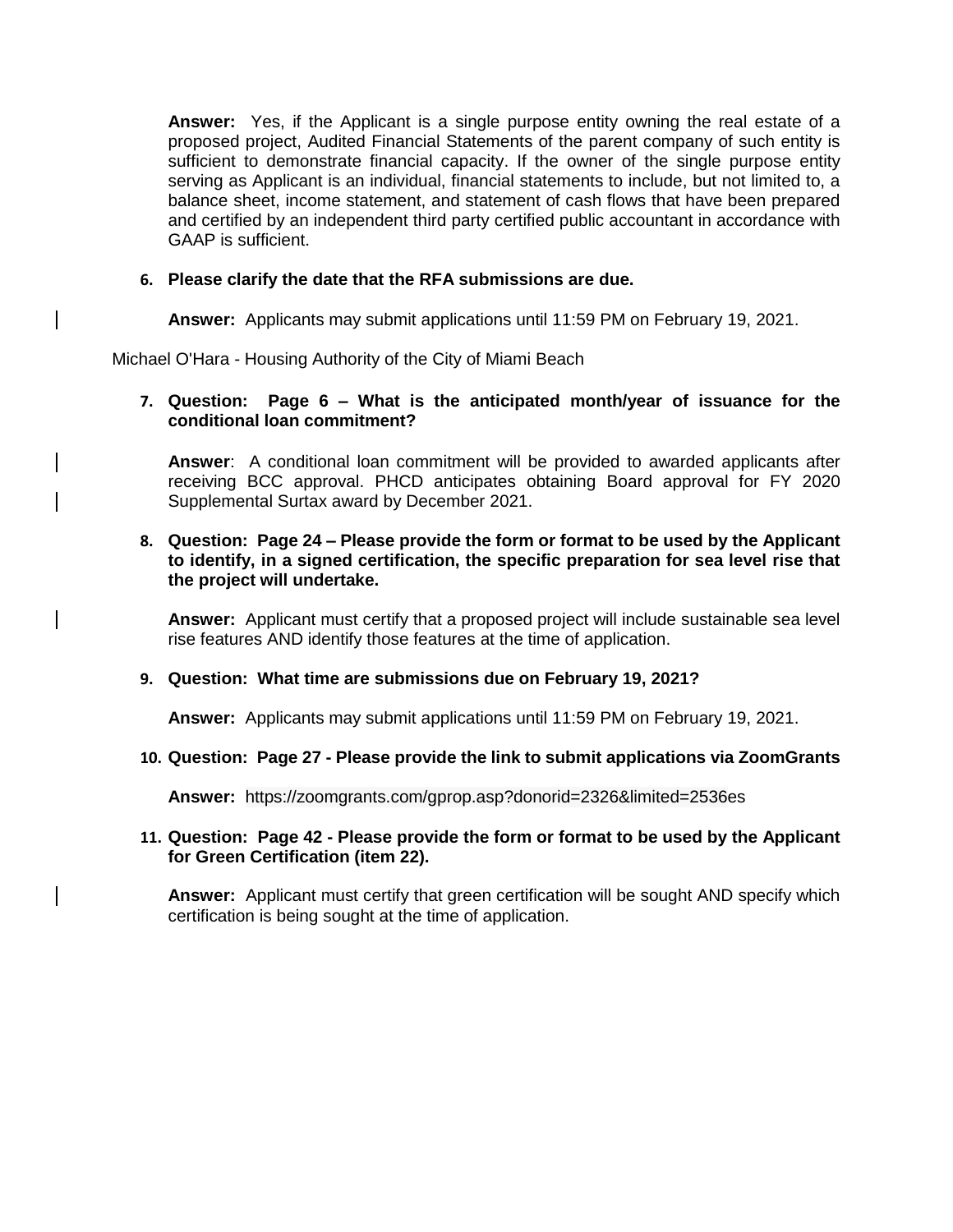**Answer:** Yes, if the Applicant is a single purpose entity owning the real estate of a proposed project, Audited Financial Statements of the parent company of such entity is sufficient to demonstrate financial capacity. If the owner of the single purpose entity serving as Applicant is an individual, financial statements to include, but not limited to, a balance sheet, income statement, and statement of cash flows that have been prepared and certified by an independent third party certified public accountant in accordance with GAAP is sufficient.

6. **Please clarify the date that the RFA submissions are due.**

   **Answer:** Applicants may submit applications until 11:59 PM on February 19, 2021.

Michael O'Hara - Housing Authority of the City of Miami Beach

7. **Question: Page 6 – What is the anticipated month/year of issuance for the conditional loan commitment?**

   **Answer**: A conditional loan commitment will be provided to awarded applicants after receiving BCC approval. PHCD anticipates obtaining Board approval for FY 2020 Supplemental Surtax award by December 2021.

8. **Question: Page 24 – Please provide the form or format to be used by the Applicant to identify, in a signed certification, the specific preparation for sea level rise that the project will undertake.**

   **Answer:** Applicant must certify that a proposed project will include sustainable sea level rise features AND identify those features at the time of application.

9. **Question: What time are submissions due on February 19, 2021?**

   **Answer:** Applicants may submit applications until 11:59 PM on February 19, 2021.

10. **Question: Page 27 - Please provide the link to submit applications via ZoomGrants**

    **Answer:** https://zoomgrants.com/gprop.asp?donorid=2326&limited=2536es

11. **Question: Page 42 - Please provide the form or format to be used by the Applicant for Green Certification (item 22).**

    **Answer:** Applicant must certify that green certification will be sought AND specify which certification is being sought at the time of application.